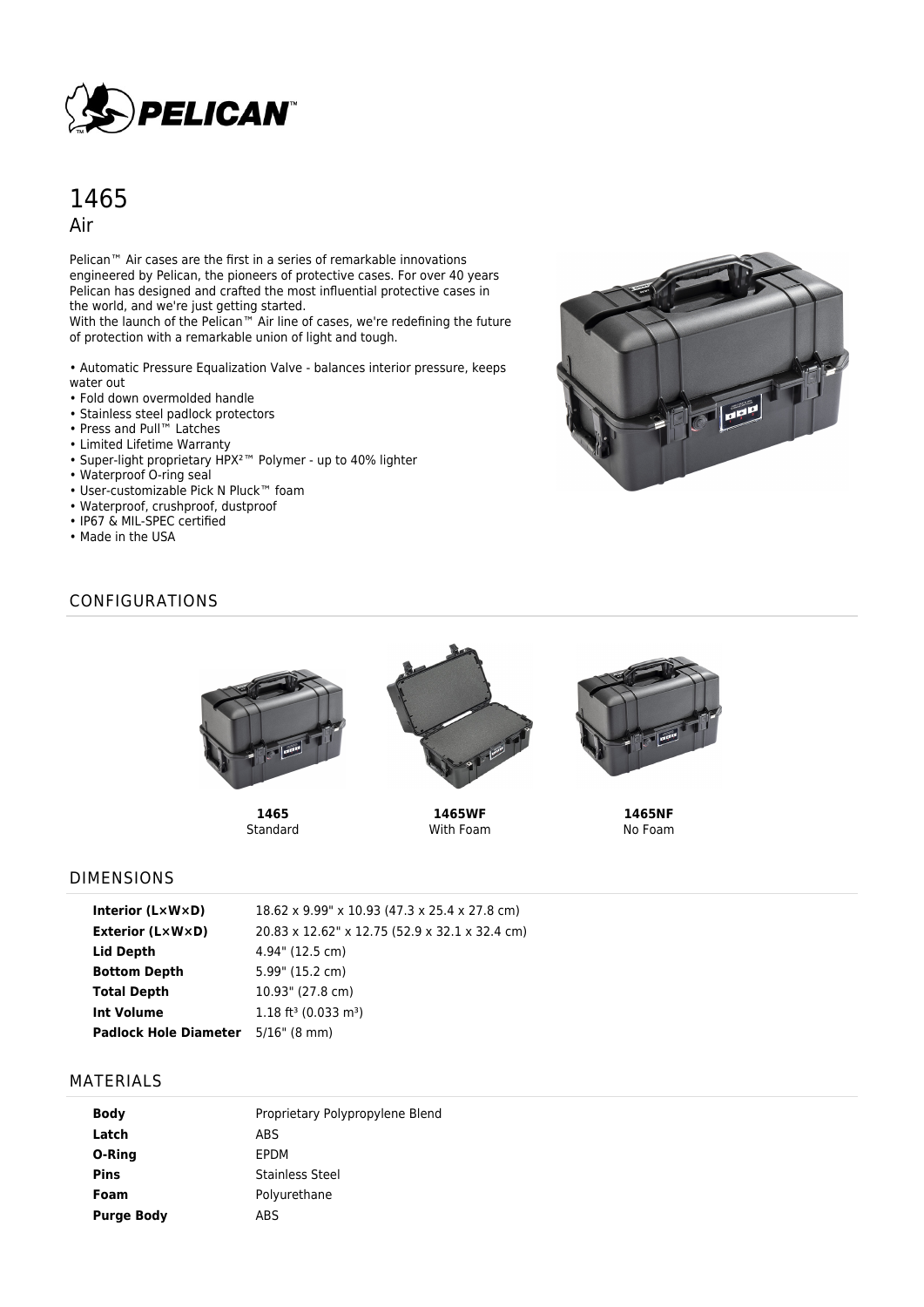# 1465

## Air

Pelican™ Air cases are the first in a series of remarkable innovations engineered by Pelican, the pioneers of protective cases. For over 40 years Pelican has designed and crafted the most influential protective cases in the world, and we're just getting started.
With the launch of the Pelican™ Air line of cases, we're redefining the future of protection with a remarkable union of light and tough.

- Automatic Pressure Equalization Valve - balances interior pressure, keeps water out
- Fold down overmolded handle
- Stainless steel padlock protectors
- Press and Pull™ Latches
- Limited Lifetime Warranty
- Super-light proprietary HPX²™ Polymer - up to 40% lighter
- Waterproof O-ring seal
- User-customizable Pick N Pluck™ foam
- Waterproof, crushproof, dustproof
- IP67 & MIL-SPEC certified
- Made in the USA

## CONFIGURATIONS

**1465**
Standard

**1465WF**
With Foam

**1465NF**
No Foam

## DIMENSIONS

| | |
|---|---|
| **Interior (L×W×D)** | 18.62 x 9.99" x 10.93 (47.3 x 25.4 x 27.8 cm) |
| **Exterior (L×W×D)** | 20.83 x 12.62" x 12.75 (52.9 x 32.1 x 32.4 cm) |
| **Lid Depth** | 4.94" (12.5 cm) |
| **Bottom Depth** | 5.99" (15.2 cm) |
| **Total Depth** | 10.93" (27.8 cm) |
| **Int Volume** | 1.18 ft³ (0.033 m³) |
| **Padlock Hole Diameter** | 5/16" (8 mm) |

## MATERIALS

| | |
|---|---|
| **Body** | Proprietary Polypropylene Blend |
| **Latch** | ABS |
| **O-Ring** | EPDM |
| **Pins** | Stainless Steel |
| **Foam** | Polyurethane |
| **Purge Body** | ABS |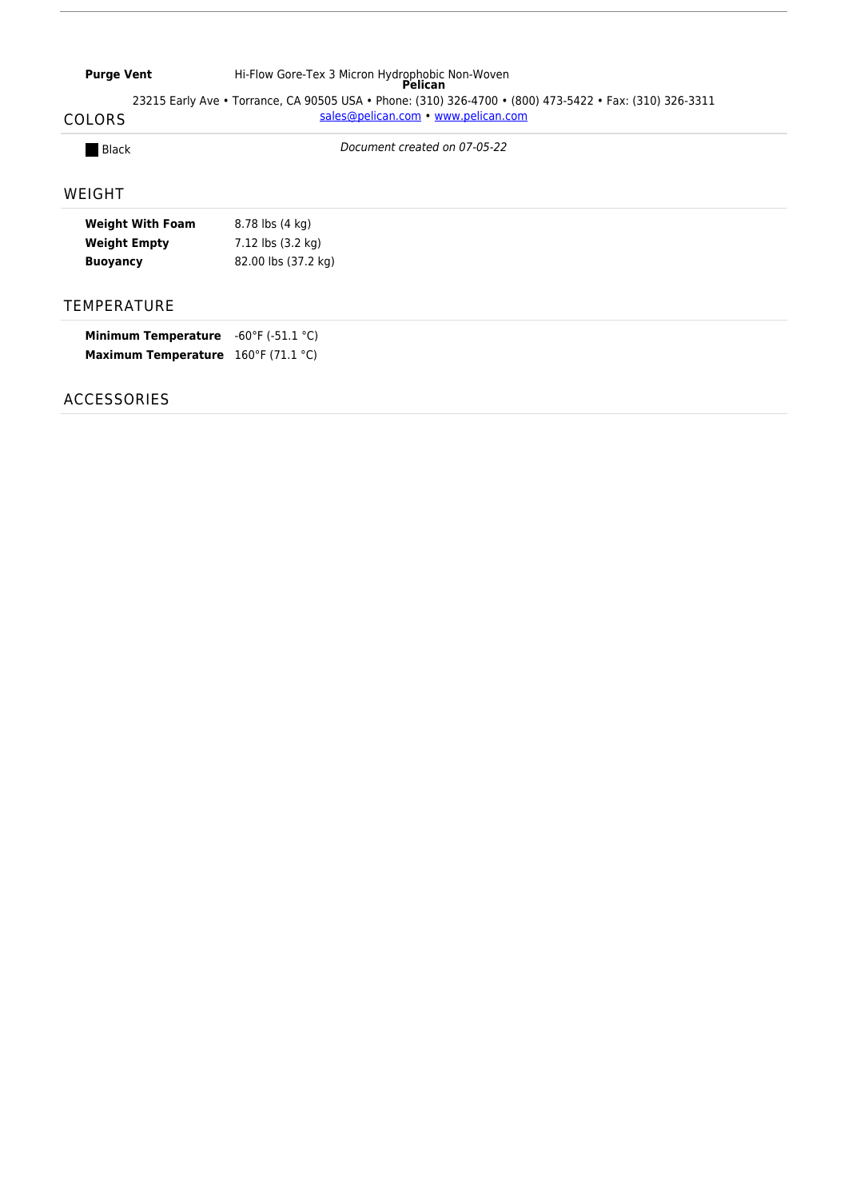| | |
|---|---|
| **Purge Vent** | Hi-Flow Gore-Tex 3 Micron Hydrophobic Non-Woven |

## COLORS

Black

## WEIGHT

| | |
|---|---|
| **Weight With Foam** | 8.78 lbs (4 kg) |
| **Weight Empty** | 7.12 lbs (3.2 kg) |
| **Buoyancy** | 82.00 lbs (37.2 kg) |

## TEMPERATURE

| | |
|---|---|
| **Minimum Temperature** | -60°F (-51.1 °C) |
| **Maximum Temperature** | 160°F (71.1 °C) |

## ACCESSORIES

**Pelican**

23215 Early Ave • Torrance, CA 90505 USA • Phone: (310) 326-4700 • (800) 473-5422 • Fax: (310) 326-3311

sales@pelican.com • www.pelican.com

*Document created on 07-05-22*